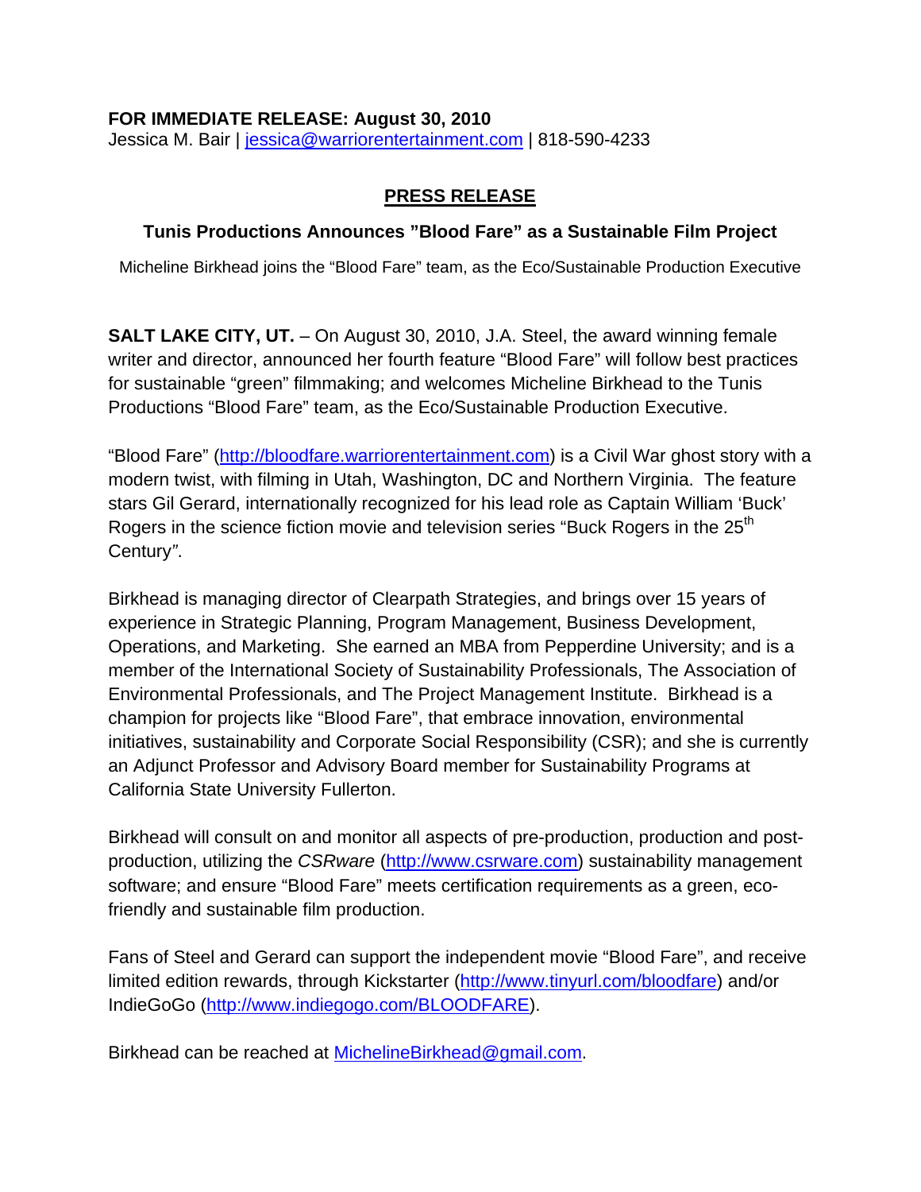**FOR IMMEDIATE RELEASE: August 30, 2010**
Jessica M. Bair | jessica@warriorentertainment.com | 818-590-4233

## PRESS RELEASE

### Tunis Productions Announces "Blood Fare" as a Sustainable Film Project

Micheline Birkhead joins the "Blood Fare" team, as the Eco/Sustainable Production Executive

**SALT LAKE CITY, UT.** – On August 30, 2010, J.A. Steel, the award winning female writer and director, announced her fourth feature "Blood Fare" will follow best practices for sustainable "green" filmmaking; and welcomes Micheline Birkhead to the Tunis Productions "Blood Fare" team, as the Eco/Sustainable Production Executive.

"Blood Fare" (http://bloodfare.warriorentertainment.com) is a Civil War ghost story with a modern twist, with filming in Utah, Washington, DC and Northern Virginia. The feature stars Gil Gerard, internationally recognized for his lead role as Captain William 'Buck' Rogers in the science fiction movie and television series "Buck Rogers in the 25th Century".

Birkhead is managing director of Clearpath Strategies, and brings over 15 years of experience in Strategic Planning, Program Management, Business Development, Operations, and Marketing. She earned an MBA from Pepperdine University; and is a member of the International Society of Sustainability Professionals, The Association of Environmental Professionals, and The Project Management Institute. Birkhead is a champion for projects like "Blood Fare", that embrace innovation, environmental initiatives, sustainability and Corporate Social Responsibility (CSR); and she is currently an Adjunct Professor and Advisory Board member for Sustainability Programs at California State University Fullerton.

Birkhead will consult on and monitor all aspects of pre-production, production and post-production, utilizing the *CSRware* (http://www.csrware.com) sustainability management software; and ensure "Blood Fare" meets certification requirements as a green, eco-friendly and sustainable film production.

Fans of Steel and Gerard can support the independent movie "Blood Fare", and receive limited edition rewards, through Kickstarter (http://www.tinyurl.com/bloodfare) and/or IndieGoGo (http://www.indiegogo.com/BLOODFARE).

Birkhead can be reached at MichelineBirkhead@gmail.com.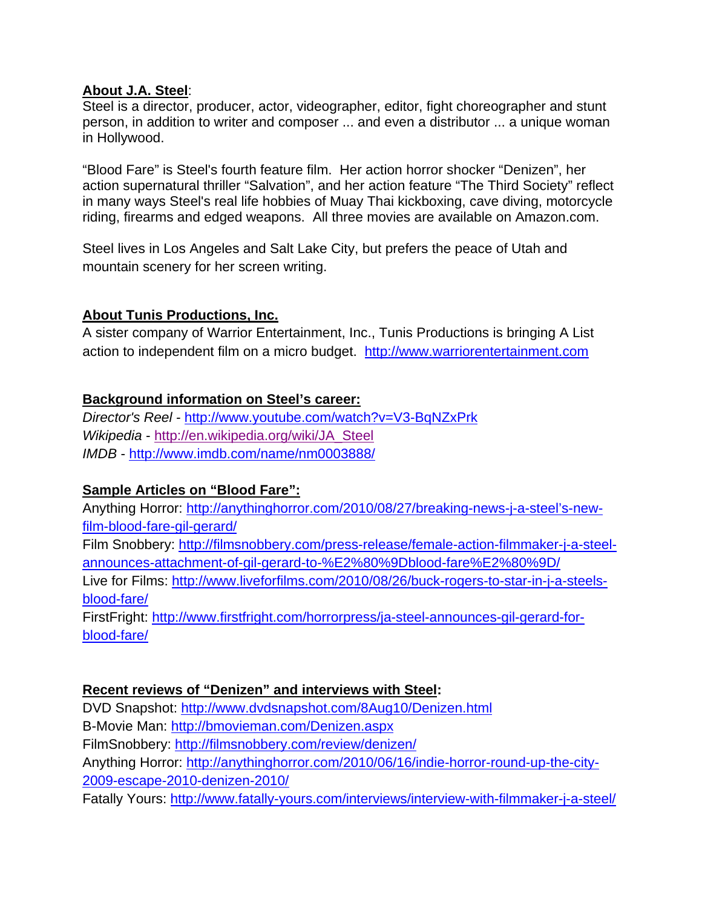**About J.A. Steel**:

Steel is a director, producer, actor, videographer, editor, fight choreographer and stunt person, in addition to writer and composer ... and even a distributor ... a unique woman in Hollywood.

"Blood Fare" is Steel's fourth feature film. Her action horror shocker "Denizen", her action supernatural thriller "Salvation", and her action feature "The Third Society" reflect in many ways Steel's real life hobbies of Muay Thai kickboxing, cave diving, motorcycle riding, firearms and edged weapons. All three movies are available on Amazon.com.

Steel lives in Los Angeles and Salt Lake City, but prefers the peace of Utah and mountain scenery for her screen writing.

**About Tunis Productions, Inc.**

A sister company of Warrior Entertainment, Inc., Tunis Productions is bringing A List action to independent film on a micro budget. http://www.warriorentertainment.com

**Background information on Steel's career:**

*Director's Reel* - http://www.youtube.com/watch?v=V3-BqNZxPrk
*Wikipedia* - http://en.wikipedia.org/wiki/JA_Steel
*IMDB* - http://www.imdb.com/name/nm0003888/

**Sample Articles on "Blood Fare":**

Anything Horror: http://anythinghorror.com/2010/08/27/breaking-news-j-a-steel's-new-film-blood-fare-gil-gerard/
Film Snobbery: http://filmsnobbery.com/press-release/female-action-filmmaker-j-a-steel-announces-attachment-of-gil-gerard-to-%E2%80%9Dblood-fare%E2%80%9D/
Live for Films: http://www.liveforfilms.com/2010/08/26/buck-rogers-to-star-in-j-a-steels-blood-fare/
FirstFright: http://www.firstfright.com/horrorpress/ja-steel-announces-gil-gerard-for-blood-fare/

**Recent reviews of "Denizen" and interviews with Steel:**

DVD Snapshot: http://www.dvdsnapshot.com/8Aug10/Denizen.html
B-Movie Man: http://bmovieman.com/Denizen.aspx
FilmSnobbery: http://filmsnobbery.com/review/denizen/
Anything Horror: http://anythinghorror.com/2010/06/16/indie-horror-round-up-the-city-2009-escape-2010-denizen-2010/
Fatally Yours: http://www.fatally-yours.com/interviews/interview-with-filmmaker-j-a-steel/